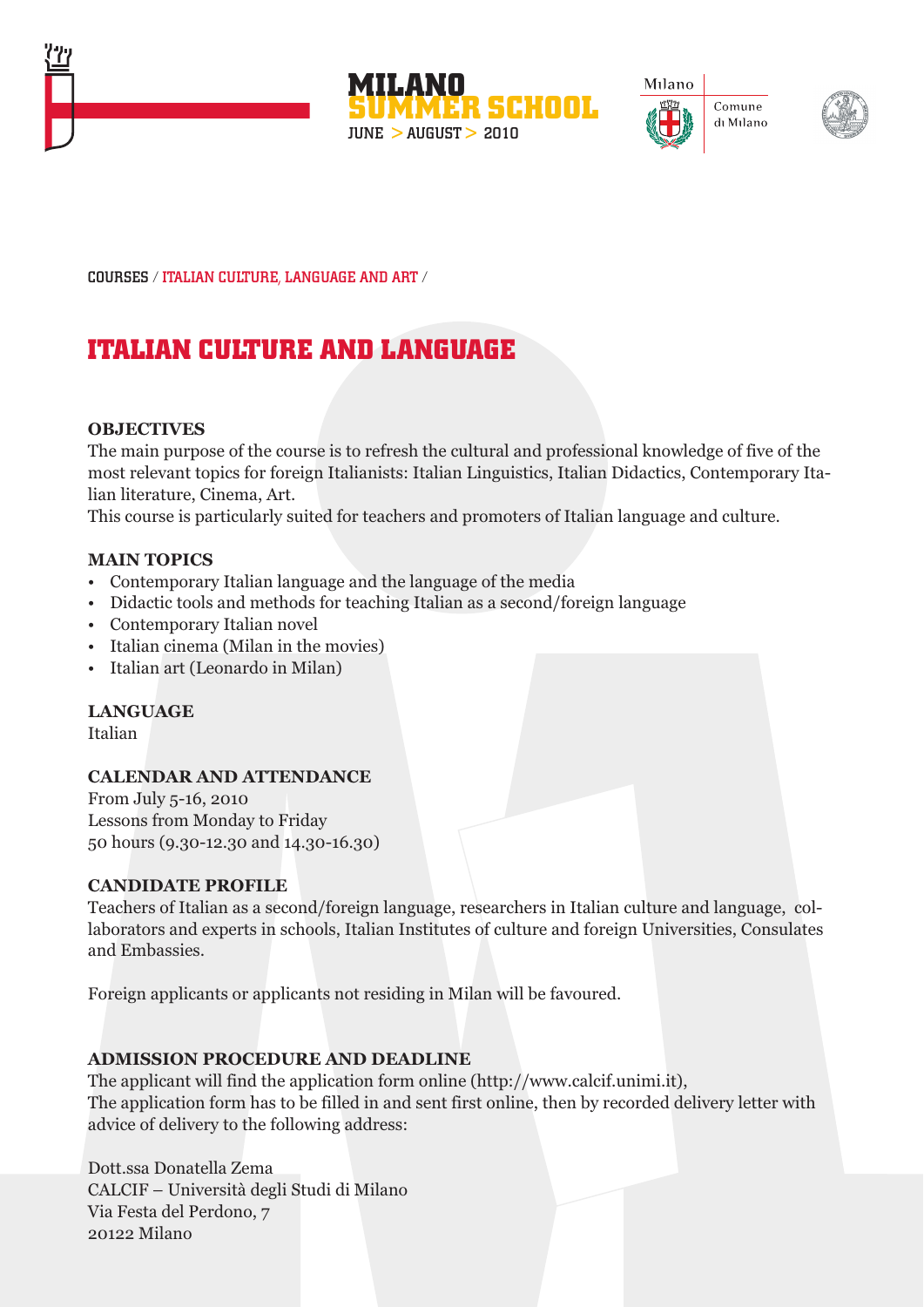MILANO SUMMER SCHOOL
JUNE > AUGUST > 2010

Milano | Comune di Milano

COURSES / ITALIAN CULTURE, LANGUAGE AND ART /

# ITALIAN CULTURE AND LANGUAGE

**OBJECTIVES**

The main purpose of the course is to refresh the cultural and professional knowledge of five of the most relevant topics for foreign Italianists: Italian Linguistics, Italian Didactics, Contemporary Italian literature, Cinema, Art.

This course is particularly suited for teachers and promoters of Italian language and culture.

**MAIN TOPICS**

- Contemporary Italian language and the language of the media
- Didactic tools and methods for teaching Italian as a second/foreign language
- Contemporary Italian novel
- Italian cinema (Milan in the movies)
- Italian art (Leonardo in Milan)

**LANGUAGE**

Italian

**CALENDAR AND ATTENDANCE**

From July 5-16, 2010
Lessons from Monday to Friday
50 hours (9.30-12.30 and 14.30-16.30)

**CANDIDATE PROFILE**

Teachers of Italian as a second/foreign language, researchers in Italian culture and language, collaborators and experts in schools, Italian Institutes of culture and foreign Universities, Consulates and Embassies.

Foreign applicants or applicants not residing in Milan will be favoured.

**ADMISSION PROCEDURE AND DEADLINE**

The applicant will find the application form online (http://www.calcif.unimi.it),
The application form has to be filled in and sent first online, then by recorded delivery letter with advice of delivery to the following address:

Dott.ssa Donatella Zema
CALCIF – Università degli Studi di Milano
Via Festa del Perdono, 7
20122 Milano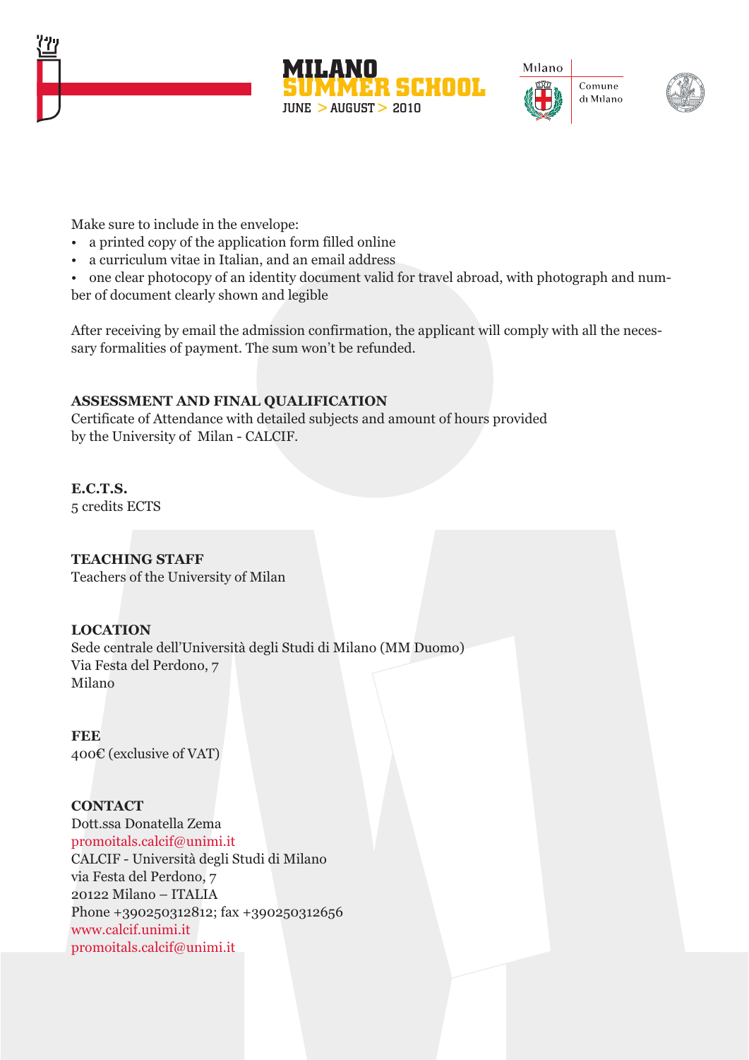Make sure to include in the envelope:

- a printed copy of the application form filled online
- a curriculum vitae in Italian, and an email address
- one clear photocopy of an identity document valid for travel abroad, with photograph and number of document clearly shown and legible

After receiving by email the admission confirmation, the applicant will comply with all the necessary formalities of payment. The sum won't be refunded.

**ASSESSMENT AND FINAL QUALIFICATION**
Certificate of Attendance with detailed subjects and amount of hours provided by the University of Milan - CALCIF.

**E.C.T.S.**
5 credits ECTS

**TEACHING STAFF**
Teachers of the University of Milan

**LOCATION**
Sede centrale dell'Università degli Studi di Milano (MM Duomo)
Via Festa del Perdono, 7
Milano

**FEE**
400€ (exclusive of VAT)

**CONTACT**
Dott.ssa Donatella Zema
promoitals.calcif@unimi.it
CALCIF - Università degli Studi di Milano
via Festa del Perdono, 7
20122 Milano – ITALIA
Phone +390250312812; fax +390250312656
www.calcif.unimi.it
promoitals.calcif@unimi.it